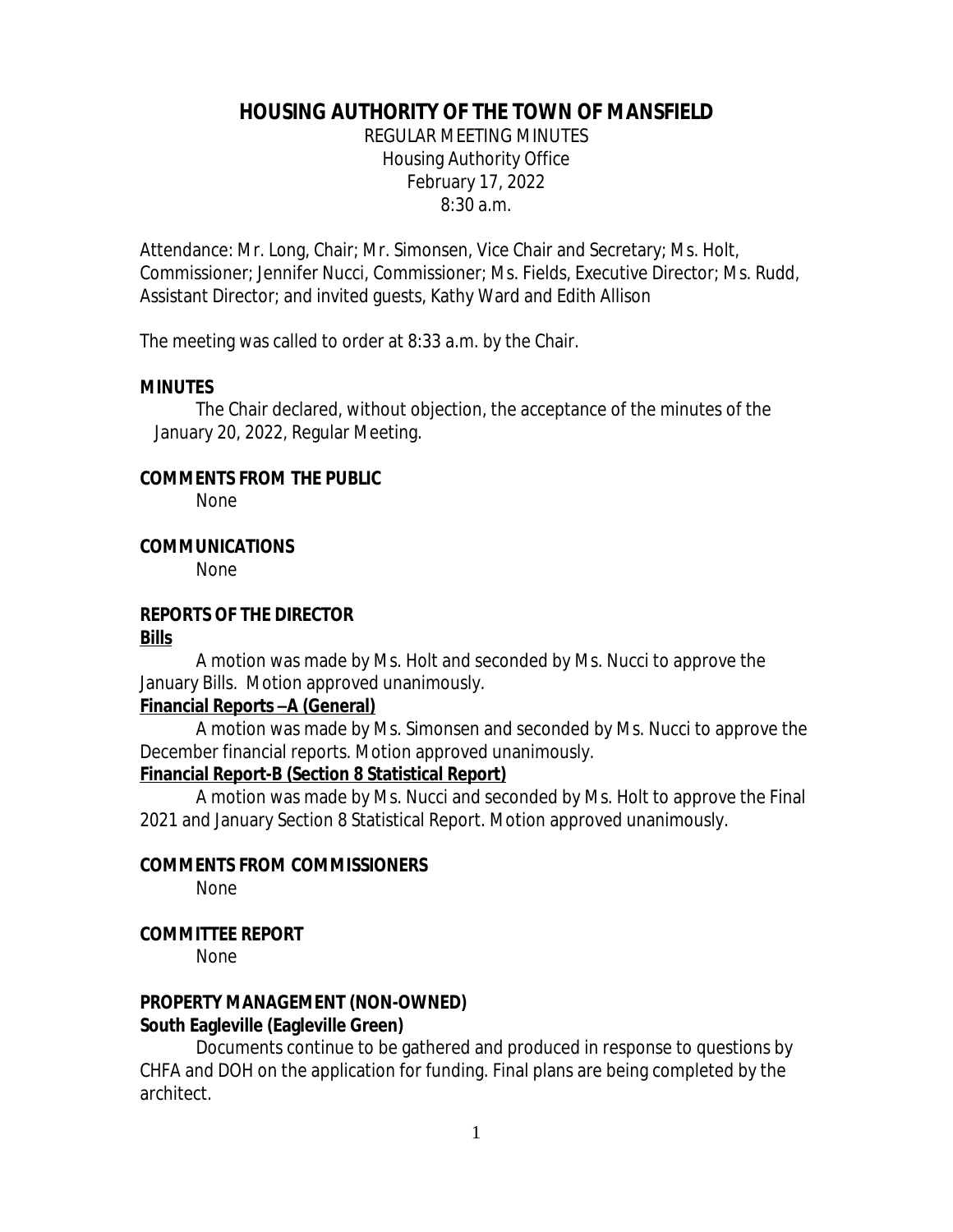# HOUSING AUTHORITY OF THE TOWN OF MANSFIELD

REGULAR MEETING MINUTES
Housing Authority Office
February 17, 2022
8:30 a.m.

Attendance: Mr. Long, Chair; Mr. Simonsen, Vice Chair and Secretary; Ms. Holt, Commissioner; Jennifer Nucci, Commissioner; Ms. Fields, Executive Director; Ms. Rudd, Assistant Director; and invited guests, Kathy Ward and Edith Allison

The meeting was called to order at 8:33 a.m. by the Chair.

**MINUTES**

The Chair declared, without objection, the acceptance of the minutes of the January 20, 2022, Regular Meeting.

**COMMENTS FROM THE PUBLIC**

None

**COMMUNICATIONS**

None

**REPORTS OF THE DIRECTOR**

**Bills**

A motion was made by Ms. Holt and seconded by Ms. Nucci to approve the January Bills. Motion approved unanimously.

**Financial Reports –A (General)**

A motion was made by Ms. Simonsen and seconded by Ms. Nucci to approve the December financial reports. Motion approved unanimously.

**Financial Report-B (Section 8 Statistical Report)**

A motion was made by Ms. Nucci and seconded by Ms. Holt to approve the Final 2021 and January Section 8 Statistical Report. Motion approved unanimously.

**COMMENTS FROM COMMISSIONERS**

None

**COMMITTEE REPORT**

None

**PROPERTY MANAGEMENT (NON-OWNED)**

**South Eagleville (Eagleville Green)**

Documents continue to be gathered and produced in response to questions by CHFA and DOH on the application for funding. Final plans are being completed by the architect.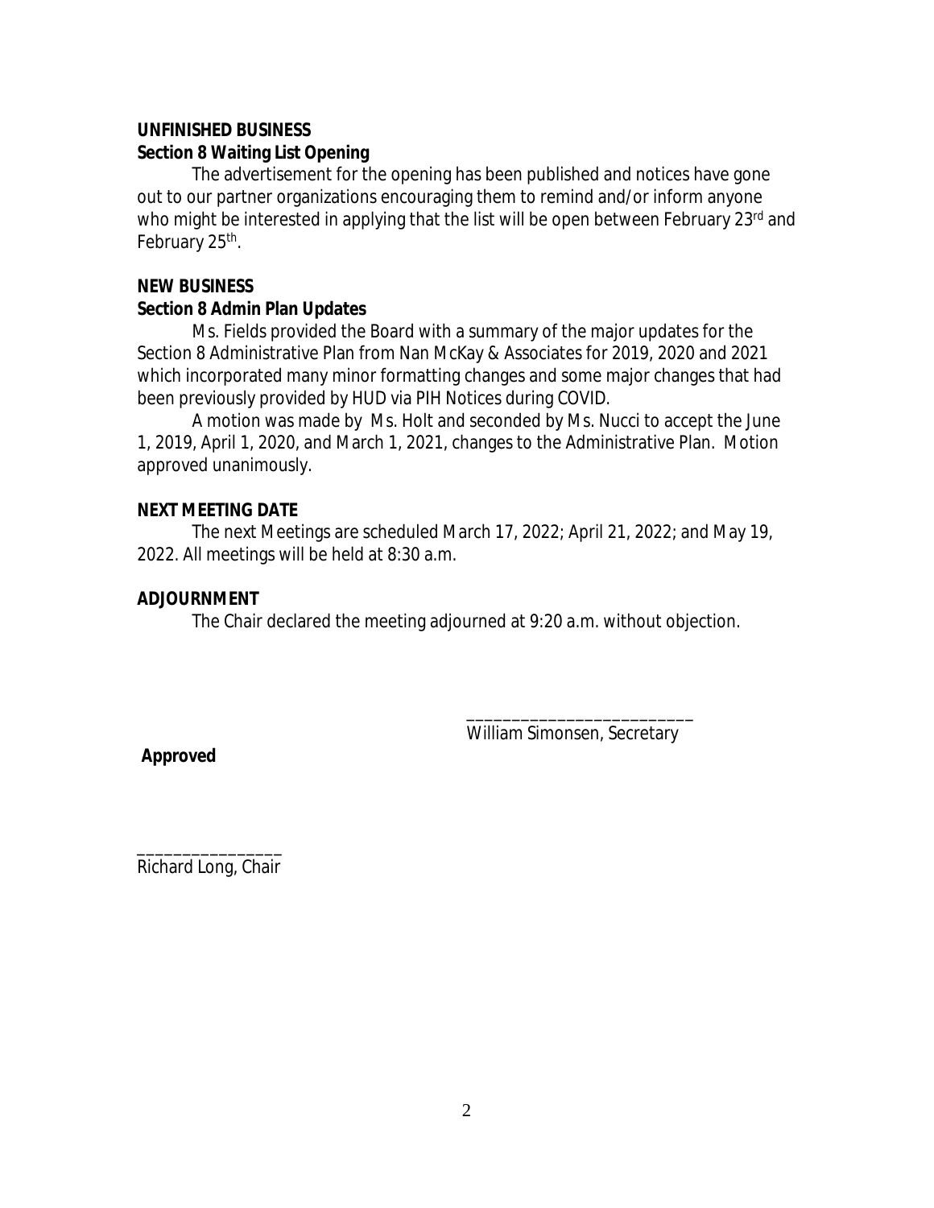**UNFINISHED BUSINESS**

**Section 8 Waiting List Opening**

The advertisement for the opening has been published and notices have gone out to our partner organizations encouraging them to remind and/or inform anyone who might be interested in applying that the list will be open between February 23rd and February 25th.

**NEW BUSINESS**

**Section 8 Admin Plan Updates**

Ms. Fields provided the Board with a summary of the major updates for the Section 8 Administrative Plan from Nan McKay & Associates for 2019, 2020 and 2021 which incorporated many minor formatting changes and some major changes that had been previously provided by HUD via PIH Notices during COVID.

A motion was made by Ms. Holt and seconded by Ms. Nucci to accept the June 1, 2019, April 1, 2020, and March 1, 2021, changes to the Administrative Plan. Motion approved unanimously.

**NEXT MEETING DATE**

The next Meetings are scheduled March 17, 2022; April 21, 2022; and May 19, 2022. All meetings will be held at 8:30 a.m.

**ADJOURNMENT**

The Chair declared the meeting adjourned at 9:20 a.m. without objection.

_________________________
William Simonsen, Secretary

**Approved**

________________
Richard Long, Chair